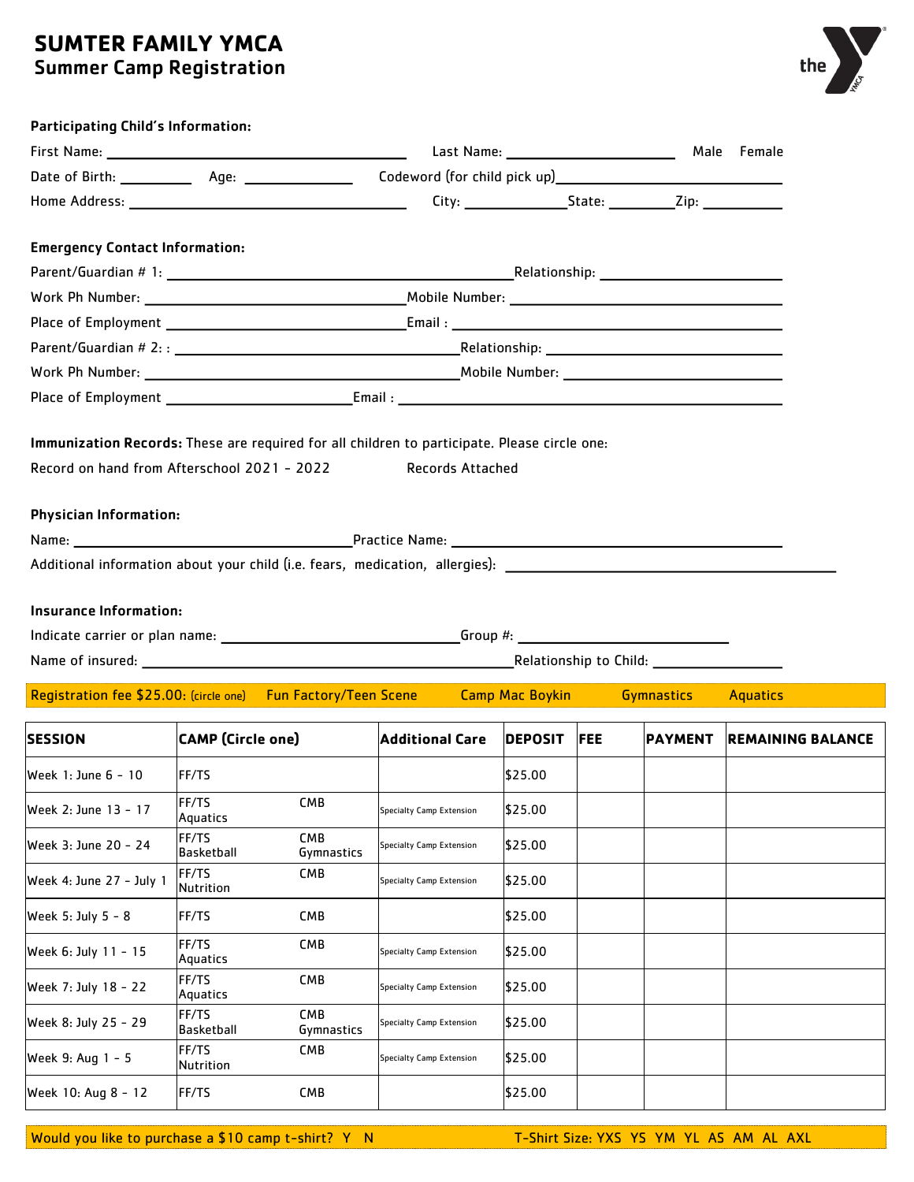# SUMTER FAMILY YMCA
## Summer Camp Registration

**Participating Child's Information:**

First Name: ______________________ Last Name: ______________________ Male Female

Date of Birth: __________ Age: ____________ Codeword (for child pick up)______________________

Home Address: ______________________ City: ____________ State: ________ Zip: __________

**Emergency Contact Information:**

Parent/Guardian # 1: ______________________ Relationship: ______________________

Work Ph Number: ______________________ Mobile Number: ______________________

Place of Employment ______________________ Email : ______________________

Parent/Guardian # 2: : ______________________ Relationship: ______________________

Work Ph Number: ______________________ Mobile Number: ______________________

Place of Employment ______________________ Email : ______________________

**Immunization Records:** These are required for all children to participate. Please circle one:

Record on hand from Afterschool 2021 - 2022 Records Attached

**Physician Information:**

Name: ______________________ Practice Name: ______________________

Additional information about your child (i.e. fears, medication, allergies): ______________________

**Insurance Information:**

Indicate carrier or plan name: ______________________ Group #: ______________________

Name of insured: ______________________ Relationship to Child: ______________________

Registration fee $25.00: (circle one) Fun Factory/Teen Scene Camp Mac Boykin Gymnastics Aquatics

| SESSION | CAMP (Circle one) | | Additional Care | DEPOSIT | FEE | PAYMENT | REMAINING BALANCE |
|---|---|---|---|---|---|---|---|
| Week 1: June 6 - 10 | FF/TS | | | $25.00 | | | |
| Week 2: June 13 - 17 | FF/TS Aquatics | CMB | Specialty Camp Extension | $25.00 | | | |
| Week 3: June 20 - 24 | FF/TS Basketball | CMB Gymnastics | Specialty Camp Extension | $25.00 | | | |
| Week 4: June 27 - July 1 | FF/TS Nutrition | CMB | Specialty Camp Extension | $25.00 | | | |
| Week 5: July 5 - 8 | FF/TS | CMB | | $25.00 | | | |
| Week 6: July 11 - 15 | FF/TS Aquatics | CMB | Specialty Camp Extension | $25.00 | | | |
| Week 7: July 18 - 22 | FF/TS Aquatics | CMB | Specialty Camp Extension | $25.00 | | | |
| Week 8: July 25 - 29 | FF/TS Basketball | CMB Gymnastics | Specialty Camp Extension | $25.00 | | | |
| Week 9: Aug 1 - 5 | FF/TS Nutrition | CMB | Specialty Camp Extension | $25.00 | | | |
| Week 10: Aug 8 - 12 | FF/TS | CMB | | $25.00 | | | |

Would you like to purchase a $10 camp t-shirt? Y N T-Shirt Size: YXS YS YM YL AS AM AL AXL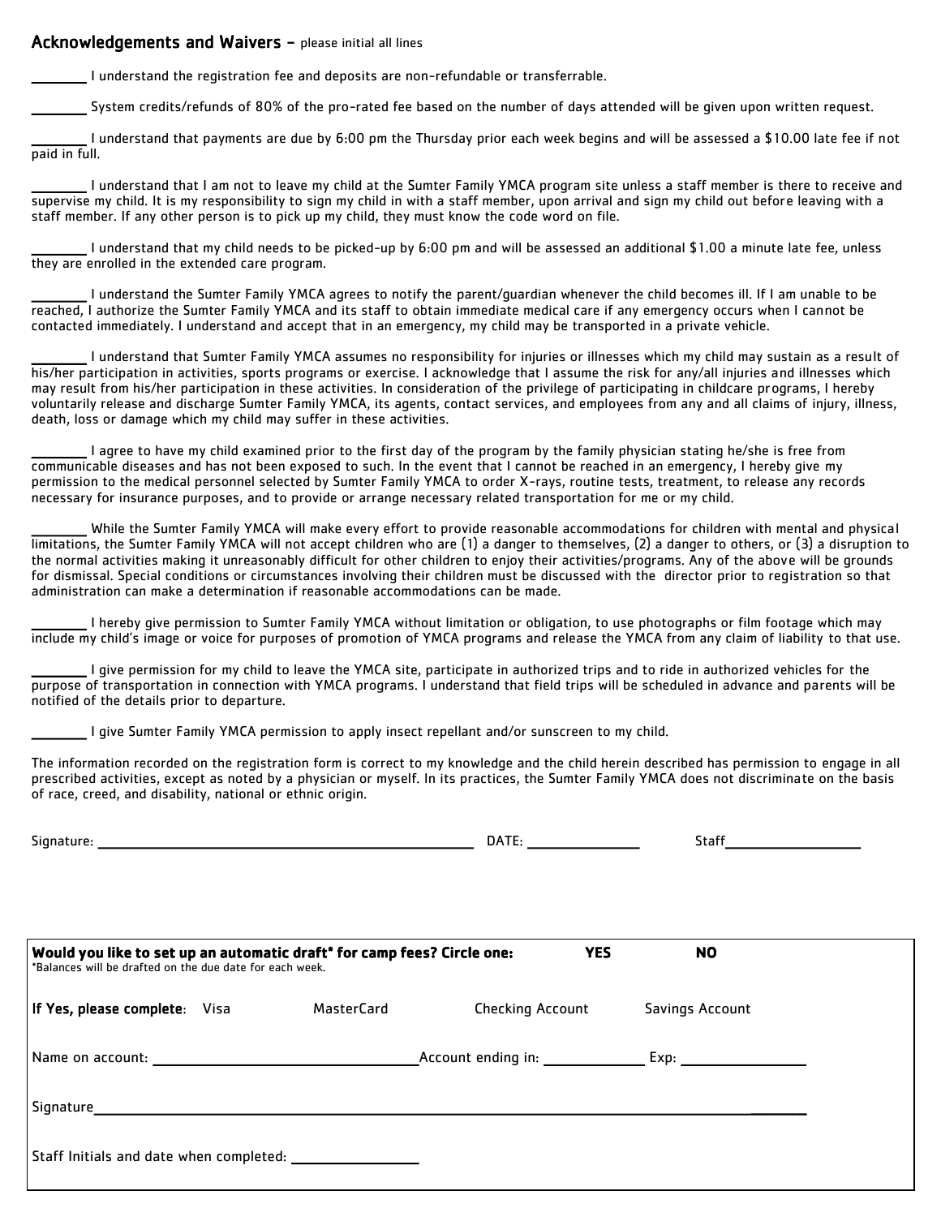## Acknowledgements and Waivers – please initial all lines

________ I understand the registration fee and deposits are non-refundable or transferrable.

________ System credits/refunds of 80% of the pro-rated fee based on the number of days attended will be given upon written request.

________ I understand that payments are due by 6:00 pm the Thursday prior each week begins and will be assessed a $10.00 late fee if not paid in full.

________ I understand that I am not to leave my child at the Sumter Family YMCA program site unless a staff member is there to receive and supervise my child. It is my responsibility to sign my child in with a staff member, upon arrival and sign my child out before leaving with a staff member. If any other person is to pick up my child, they must know the code word on file.

________ I understand that my child needs to be picked-up by 6:00 pm and will be assessed an additional $1.00 a minute late fee, unless they are enrolled in the extended care program.

________ I understand the Sumter Family YMCA agrees to notify the parent/guardian whenever the child becomes ill. If I am unable to be reached, I authorize the Sumter Family YMCA and its staff to obtain immediate medical care if any emergency occurs when I cannot be contacted immediately. I understand and accept that in an emergency, my child may be transported in a private vehicle.

________ I understand that Sumter Family YMCA assumes no responsibility for injuries or illnesses which my child may sustain as a result of his/her participation in activities, sports programs or exercise. I acknowledge that I assume the risk for any/all injuries and illnesses which may result from his/her participation in these activities. In consideration of the privilege of participating in childcare programs, I hereby voluntarily release and discharge Sumter Family YMCA, its agents, contact services, and employees from any and all claims of injury, illness, death, loss or damage which my child may suffer in these activities.

________ I agree to have my child examined prior to the first day of the program by the family physician stating he/she is free from communicable diseases and has not been exposed to such. In the event that I cannot be reached in an emergency, I hereby give my permission to the medical personnel selected by Sumter Family YMCA to order X-rays, routine tests, treatment, to release any records necessary for insurance purposes, and to provide or arrange necessary related transportation for me or my child.

________ While the Sumter Family YMCA will make every effort to provide reasonable accommodations for children with mental and physical limitations, the Sumter Family YMCA will not accept children who are (1) a danger to themselves, (2) a danger to others, or (3) a disruption to the normal activities making it unreasonably difficult for other children to enjoy their activities/programs. Any of the above will be grounds for dismissal. Special conditions or circumstances involving their children must be discussed with the director prior to registration so that administration can make a determination if reasonable accommodations can be made.

________ I hereby give permission to Sumter Family YMCA without limitation or obligation, to use photographs or film footage which may include my child's image or voice for purposes of promotion of YMCA programs and release the YMCA from any claim of liability to that use.

________ I give permission for my child to leave the YMCA site, participate in authorized trips and to ride in authorized vehicles for the purpose of transportation in connection with YMCA programs. I understand that field trips will be scheduled in advance and parents will be notified of the details prior to departure.

________ I give Sumter Family YMCA permission to apply insect repellant and/or sunscreen to my child.

The information recorded on the registration form is correct to my knowledge and the child herein described has permission to engage in all prescribed activities, except as noted by a physician or myself. In its practices, the Sumter Family YMCA does not discriminate on the basis of race, creed, and disability, national or ethnic origin.

Signature: ________________________________________ DATE: ______________ Staff________________

---

**Would you like to set up an automatic draft\* for camp fees? Circle one:** **YES** **NO**

\*Balances will be drafted on the due date for each week.

**If Yes, please complete**: Visa MasterCard Checking Account Savings Account

Name on account: ______________________________ Account ending in: ____________ Exp: ______________

Signature____________________________________________________________________________

Staff Initials and date when completed: ______________